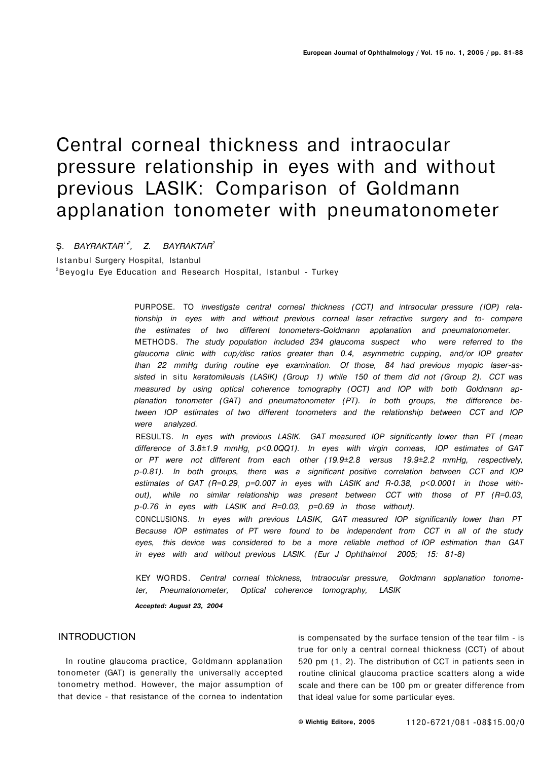# Central corneal thickness and intraocular pressure relationship in eyes with and without previous LASIK: Comparison of Goldmann applanation tonometer with pneumatonometer

Ş. BAYRAKTAR[1,2], Z. BAYRAKTAR[2]

Istanbul Surgery Hospital, Istanbul
[2]Beyoglu Eye Education and Research Hospital, Istanbul - Turkey

PURPOSE. TO *investigate central corneal thickness (CCT) and intraocular pressure (IOP) relationship in eyes with and without previous corneal laser refractive surgery and to- compare the estimates of two different tonometers-Goldmann applanation and pneumatonometer.*
METHODS. *The study population included 234 glaucoma suspect who were referred to the glaucoma clinic with cup/disc ratios greater than 0.4, asymmetric cupping, and/or IOP greater than 22 mmHg during routine eye examination. Of those, 84 had previous myopic laser-assisted* in situ *keratomileusis (LASIK) (Group 1) while 150 of them did not (Group 2). CCT was measured by using optical coherence tomography (OCT) and IOP with both Goldmann applanation tonometer (GAT) and pneumatonometer (PT). In both groups, the difference between IOP estimates of two different tonometers and the relationship between CCT and IOP were analyzed.*
RESULTS. *In eyes with previous LASIK. GAT measured IOP significantly lower than PT (mean difference of 3.8±1.9 mmHg, p<0.0QQ1). In eyes with virgin corneas, IOP estimates of GAT or PT were not different from each other (19.9±2.8 versus 19.9±2.2 mmHg, respectively, p-0.81). In both groups, there was a significant positive correlation between CCT and IOP estimates of GAT (R=0.29, p=0.007 in eyes with LASIK and R-0.38, p<0.0001 in those without), while no similar relationship was present between CCT with those of PT (R=0.03, p-0.76 in eyes with LASIK and R=0.03, p=0.69 in those without).*
CONCLUSIONS. *In eyes with previous LASIK, GAT measured IOP significantly lower than PT Because IOP estimates of PT were found to be independent from CCT in all of the study eyes, this device was considered to be a more reliable method of IOP estimation than GAT in eyes with and without previous LASIK. (Eur J Ophthalmol 2005; 15: 81-8)*

KEY WORDS. *Central corneal thickness, Intraocular pressure, Goldmann applanation tonometer, Pneumatonometer, Optical coherence tomography, LASIK*

***Accepted: August 23, 2004***

## INTRODUCTION

In routine glaucoma practice, Goldmann applanation tonometer (GAT) is generally the universally accepted tonometry method. However, the major assumption of that device - that resistance of the cornea to indentation is compensated by the surface tension of the tear film - is true for only a central corneal thickness (CCT) of about 520 pm (1, 2). The distribution of CCT in patients seen in routine clinical glaucoma practice scatters along a wide scale and there can be 100 pm or greater difference from that ideal value for some particular eyes.

© Wichtig Editore, 2005 1120-6721/081 -08$15.00/0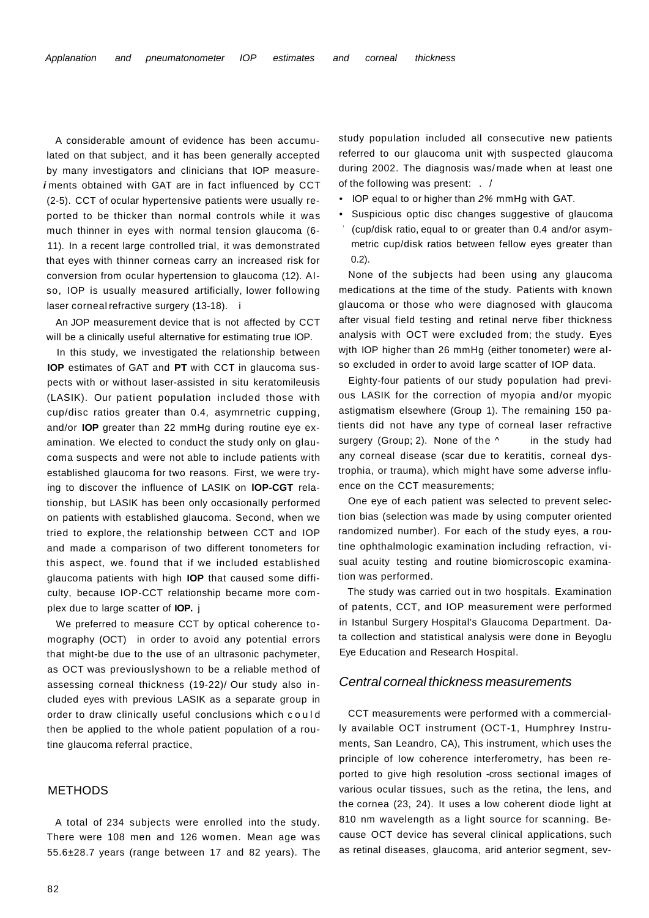A considerable amount of evidence has been accumulated on that subject, and it has been generally accepted by many investigators and clinicians that IOP measurements obtained with GAT are in fact influenced by CCT (2-5). CCT of ocular hypertensive patients were usually reported to be thicker than normal controls while it was much thinner in eyes with normal tension glaucoma (6-11). In a recent large controlled trial, it was demonstrated that eyes with thinner corneas carry an increased risk for conversion from ocular hypertension to glaucoma (12). Also, IOP is usually measured artificially, lower following laser corneal refractive surgery (13-18).

An JOP measurement device that is not affected by CCT will be a clinically useful alternative for estimating true IOP.

In this study, we investigated the relationship between **IOP** estimates of GAT and **PT** with CCT in glaucoma suspects with or without laser-assisted in situ keratomileusis (LASIK). Our patient population included those with cup/disc ratios greater than 0.4, asymrnetric cupping, and/or **IOP** greater than 22 mmHg during routine eye examination. We elected to conduct the study only on glaucoma suspects and were not able to include patients with established glaucoma for two reasons. First, we were trying to discover the influence of LASIK on **lOP-CGT** relationship, but LASIK has been only occasionally performed on patients with established glaucoma. Second, when we tried to explore, the relationship between CCT and IOP and made a comparison of two different tonometers for this aspect, we. found that if we included established glaucoma patients with high **IOP** that caused some difficulty, because IOP-CCT relationship became more complex due to large scatter of **IOP.**

We preferred to measure CCT by optical coherence tomography (OCT) in order to avoid any potential errors that might-be due to the use of an ultrasonic pachymeter, as OCT was previouslyshown to be a reliable method of assessing corneal thickness (19-22)/ Our study also included eyes with previous LASIK as a separate group in order to draw clinically useful conclusions which could then be applied to the whole patient population of a routine glaucoma referral practice,

## METHODS

A total of 234 subjects were enrolled into the study. There were 108 men and 126 women. Mean age was 55.6±28.7 years (range between 17 and 82 years). The study population included all consecutive new patients referred to our glaucoma unit wjth suspected glaucoma during 2002. The diagnosis was/ made when at least one of the following was present:

- IOP equal to or higher than *2%* mmHg with GAT.
- Suspicious optic disc changes suggestive of glaucoma (cup/disk ratio, equal to or greater than 0.4 and/or asymmetric cup/disk ratios between fellow eyes greater than 0.2).

None of the subjects had been using any glaucoma medications at the time of the study. Patients with known glaucoma or those who were diagnosed with glaucoma after visual field testing and retinal nerve fiber thickness analysis with OCT were excluded from; the study. Eyes wjth IOP higher than 26 mmHg (either tonometer) were also excluded in order to avoid large scatter of IOP data.

Eighty-four patients of our study population had previous LASIK for the correction of myopia and/or myopic astigmatism elsewhere (Group 1). The remaining 150 patients did not have any type of corneal laser refractive surgery (Group; 2). None of the ^ in the study had any corneal disease (scar due to keratitis, corneal dystrophia, or trauma), which might have some adverse influence on the CCT measurements;

One eye of each patient was selected to prevent selection bias (selection was made by using computer oriented randomized number). For each of the study eyes, a routine ophthalmologic examination including refraction, visual acuity testing and routine biomicroscopic examination was performed.

The study was carried out in two hospitals. Examination of patents, CCT, and IOP measurement were performed in Istanbul Surgery Hospital's Glaucoma Department. Data collection and statistical analysis were done in Beyoglu Eye Education and Research Hospital.

### Central corneal thickness measurements

CCT measurements were performed with a commercially available OCT instrument (OCT-1, Humphrey Instruments, San Leandro, CA), This instrument, which uses the principle of low coherence interferometry, has been reported to give high resolution -cross sectional images of various ocular tissues, such as the retina, the lens, and the cornea (23, 24). It uses a low coherent diode light at 810 nm wavelength as a light source for scanning. Because OCT device has several clinical applications, such as retinal diseases, glaucoma, arid anterior segment, sev-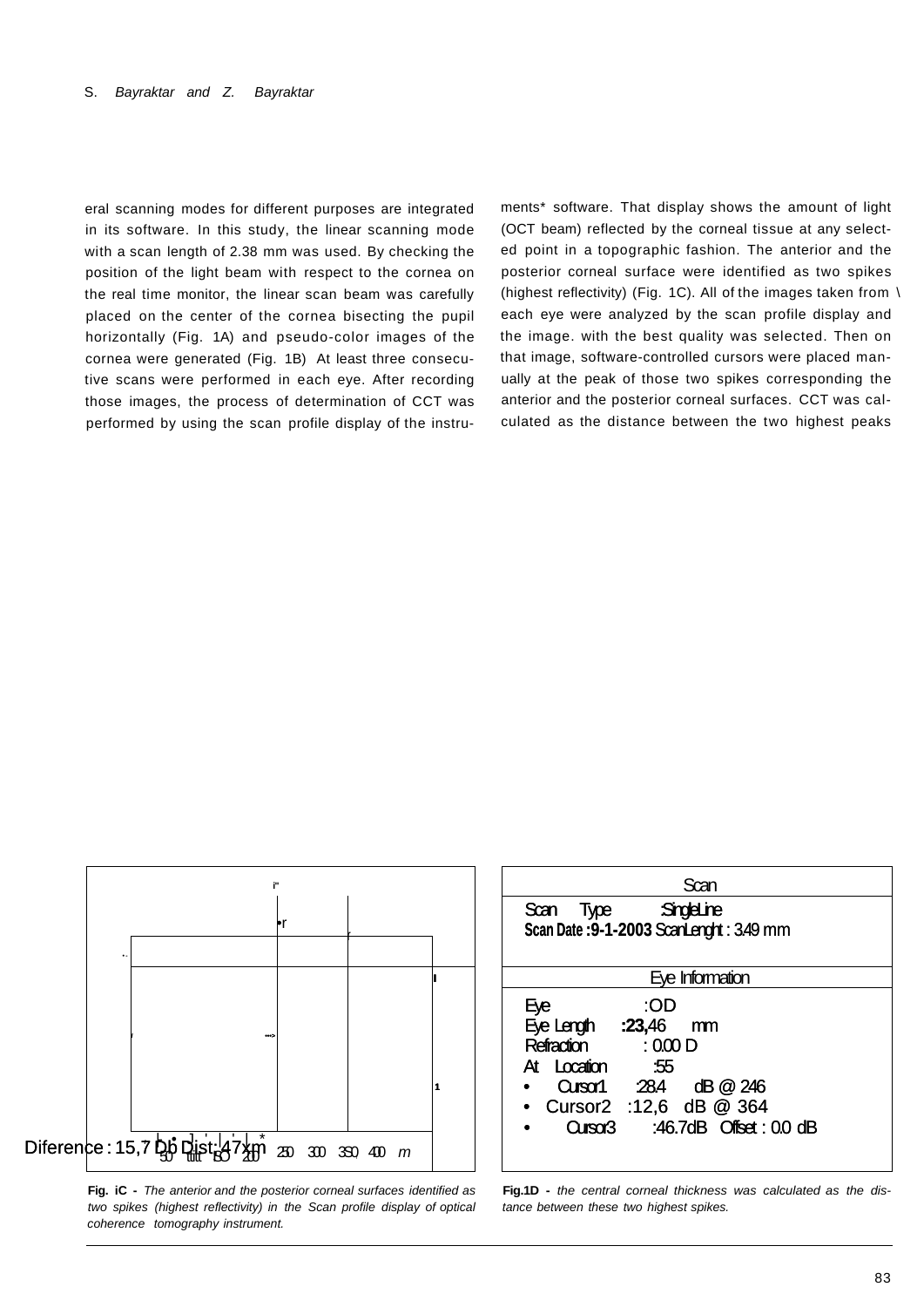eral scanning modes for different purposes are integrated in its software. In this study, the linear scanning mode with a scan length of 2.38 mm was used. By checking the position of the light beam with respect to the cornea on the real time monitor, the linear scan beam was carefully placed on the center of the cornea bisecting the pupil horizontally (Fig. 1A) and pseudo-color images of the cornea were generated (Fig. 1B) At least three consecutive scans were performed in each eye. After recording those images, the process of determination of CCT was performed by using the scan profile display of the instruments* software. That display shows the amount of light (OCT beam) reflected by the corneal tissue at any selected point in a topographic fashion. The anterior and the posterior corneal surface were identified as two spikes (highest reflectivity) (Fig. 1C). All of the images taken from each eye were analyzed by the scan profile display and the image. with the best quality was selected. Then on that image, software-controlled cursors were placed manually at the peak of those two spikes corresponding the anterior and the posterior corneal surfaces. CCT was calculated as the distance between the two highest peaks

Diference : 15,7 Db Dist: 47xm

50 100 150 200 250 300 350 400 m

**Fig. iC -** *The anterior and the posterior corneal surfaces identified as two spikes (highest reflectivity) in the Scan profile display of optical coherence tomography instrument.*

| Scan |
|---|
| Scan Type :SingleLine |
| Scan Date :9-1-2003 ScanLenght : 3.49 mm |

| Eye Information |
|---|
| Eye :OD |
| Eye Length :23,46 mm |
| Refraction : 0.00 D |
| At Location :55 |
| • Cursor1 :28.4 dB @ 246 |
| • Cursor2 :12,6 dB @ 364 |
| • Cursor3 :46.7dB Offset : 0.0 dB |

**Fig.1D -** *the central corneal thickness was calculated as the distance between these two highest spikes.*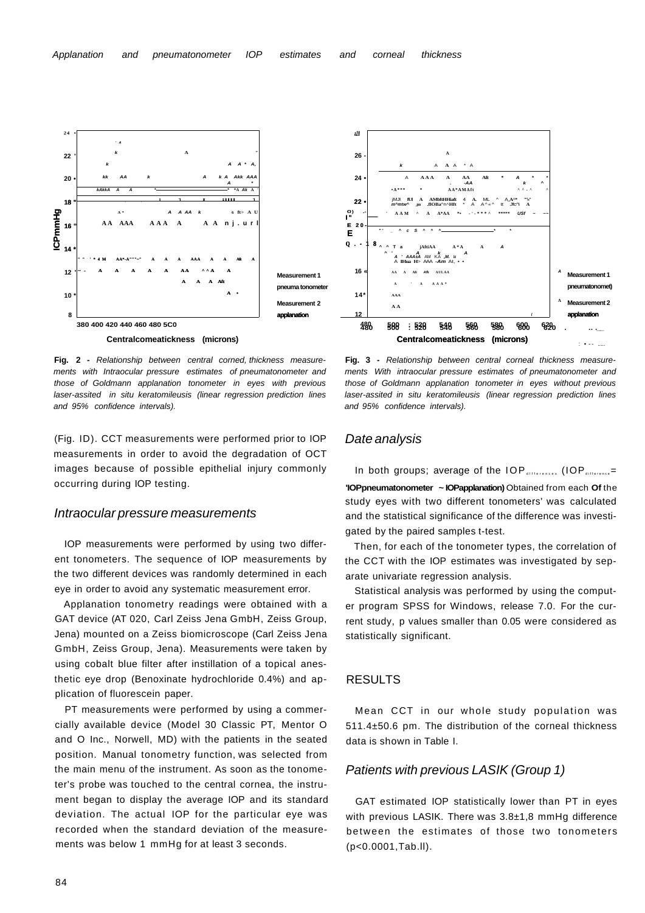Fig. 2 - *Relationship between central corned, thickness measurements with Intraocular pressure estimates of pneumatonometer and those of Goldmann applanation tonometer in eyes with previous laser-assited in situ keratomileusis (linear regression prediction lines and 95% confidence intervals).*

Fig. 3 - *Relationship between central corneal thickness measurements With intraocular pressure estimates of pneumatonometer and those of Goldmann applanation tonometer in eyes without previous laser-assited in situ keratomileusis (linear regression prediction lines and 95% confidence intervals).*

(Fig. ID). CCT measurements were performed prior to IOP measurements in order to avoid the degradation of OCT images because of possible epithelial injury commonly occurring during IOP testing.

## *Intraocular pressure measurements*

IOP measurements were performed by using two different tonometers. The sequence of IOP measurements by the two different devices was randomly determined in each eye in order to avoid any systematic measurement error.

Applanation tonometry readings were obtained with a GAT device (AT 020, Carl Zeiss Jena GmbH, Zeiss Group, Jena) mounted on a Zeiss biomicroscope (Carl Zeiss Jena GmbH, Zeiss Group, Jena). Measurements were taken by using cobalt blue filter after instillation of a topical anesthetic eye drop (Benoxinate hydrochloride 0.4%) and application of fluorescein paper.

PT measurements were performed by using a commercially available device (Model 30 Classic PT, Mentor O and O Inc., Norwell, MD) with the patients in the seated position. Manual tonometry function, was selected from the main menu of the instrument. As soon as the tonometer's probe was touched to the central cornea, the instrument began to display the average IOP and its standard deviation. The actual IOP for the particular eye was recorded when the standard deviation of the measurements was below 1 mmHg for at least 3 seconds.

## *Date analysis*

In both groups; average of the $IOP_{differences}$ ($IOP_{difference}$= **'IOPpneumatonometer ~ IOPapplanation)** Obtained from each **Of** the study eyes with two different tonometers' was calculated and the statistical significance of the difference was investigated by the paired samples t-test.

Then, for each of the tonometer types, the correlation of the CCT with the IOP estimates was investigated by separate univariate regression analysis.

Statistical analysis was performed by using the computer program SPSS for Windows, release 7.0. For the current study, p values smaller than 0.05 were considered as statistically significant.

## RESULTS

Mean CCT in our whole study population was 511.4±50.6 pm. The distribution of the corneal thickness data is shown in Table I.

## *Patients with previous LASIK (Group 1)*

GAT estimated IOP statistically lower than PT in eyes with previous LASIK. There was 3.8±1,8 mmHg difference between the estimates of those two tonometers ($p<0.0001$,Tab.ll).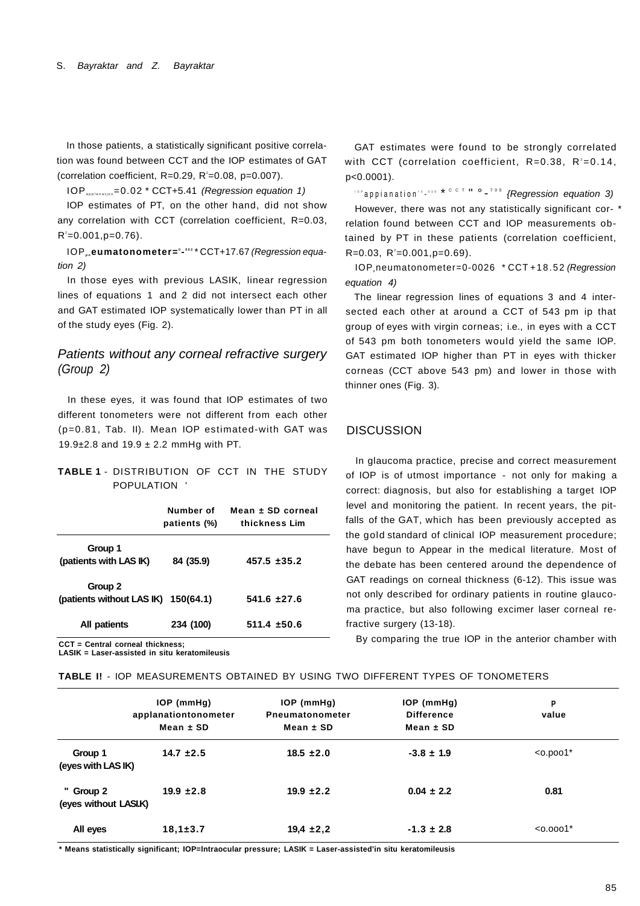In those patients, a statistically significant positive correlation was found between CCT and the IOP estimates of GAT (correlation coefficient, R=0.29, $R^2$=0.08, p=0.007).

$IOP_{applanation}$=0.02 * CCT+5.41 *(Regression equation 1)*

IOP estimates of PT, on the other hand, did not show any correlation with CCT (correlation coefficient, R=0.03, $R^2$=0.001,p=0.76).

$IOP_{pneumatonometer}$=0.002 * CCT+17.67 *(Regression equation 2)*

In those eyes with previous LASIK, linear regression lines of equations 1 and 2 did not intersect each other and GAT estimated IOP systematically lower than PT in all of the study eyes (Fig. 2).

## Patients without any corneal refractive surgery (Group 2)

In these eyes, it was found that IOP estimates of two different tonometers were not different from each other (p=0.81, Tab. II). Mean IOP estimated-with GAT was 19.9±2.8 and 19.9 ± 2.2 mmHg with PT.

**TABLE 1** - DISTRIBUTION OF CCT IN THE STUDY POPULATION

| | Number of patients (%) | Mean ± SD corneal thickness Lim |
|---|---|---|
| Group 1 (patients with LAS IK) | 84 (35.9) | 457.5 ±35.2 |
| Group 2 (patients without LAS IK) | 150(64.1) | 541.6 ±27.6 |
| All patients | 234 (100) | 511.4 ±50.6 |

**CCT = Central corneal thickness;**
**LASIK = Laser-assisted in situ keratomileusis**

GAT estimates were found to be strongly correlated with CCT (correlation coefficient, R=0.38, $R^2$=0.14, p<0.0001).

$IOP_{applanation}$=0.038 * CCT "0.705 *(Regression equation 3)*

However, there was not any statistically significant correlation found between CCT and IOP measurements obtained by PT in these patients (correlation coefficient, R=0.03, $R^2$=0.001,p=0.69).

$IOP_{pneumatonometer}$=0-0026 * CCT+18.52 *(Regression equation 4)*

The linear regression lines of equations 3 and 4 intersected each other at around a CCT of 543 pm ip that group of eyes with virgin corneas; i.e., in eyes with a CCT of 543 pm both tonometers would yield the same IOP. GAT estimated IOP higher than PT in eyes with thicker corneas (CCT above 543 pm) and lower in those with thinner ones (Fig. 3).

## DISCUSSION

In glaucoma practice, precise and correct measurement of IOP is of utmost importance - not only for making a correct: diagnosis, but also for establishing a target IOP level and monitoring the patient. In recent years, the pitfalls of the GAT, which has been previously accepted as the gold standard of clinical IOP measurement procedure; have begun to Appear in the medical literature. Most of the debate has been centered around the dependence of GAT readings on corneal thickness (6-12). This issue was not only described for ordinary patients in routine glaucoma practice, but also following excimer laser corneal refractive surgery (13-18).

By comparing the true IOP in the anterior chamber with

**TABLE I!** - IOP MEASUREMENTS OBTAINED BY USING TWO DIFFERENT TYPES OF TONOMETERS

| | IOP (mmHg) applanationtonometer Mean ± SD | IOP (mmHg) Pneumatonometer Mean ± SD | IOP (mmHg) Difference Mean ± SD | P value |
|---|---|---|---|---|
| Group 1 (eyes with LAS IK) | 14.7 ±2.5 | 18.5 ±2.0 | -3.8 ± 1.9 | <o.poo1* |
| " Group 2 (eyes without LASI.K) | 19.9 ±2.8 | 19.9 ±2.2 | 0.04 ± 2.2 | 0.81 |
| All eyes | 18,1±3.7 | 19,4 ±2,2 | -1.3 ± 2.8 | <o.ooo1* |

**\* Means statistically significant; IOP=Intraocular pressure; LASIK = Laser-assisted'in situ keratomileusis**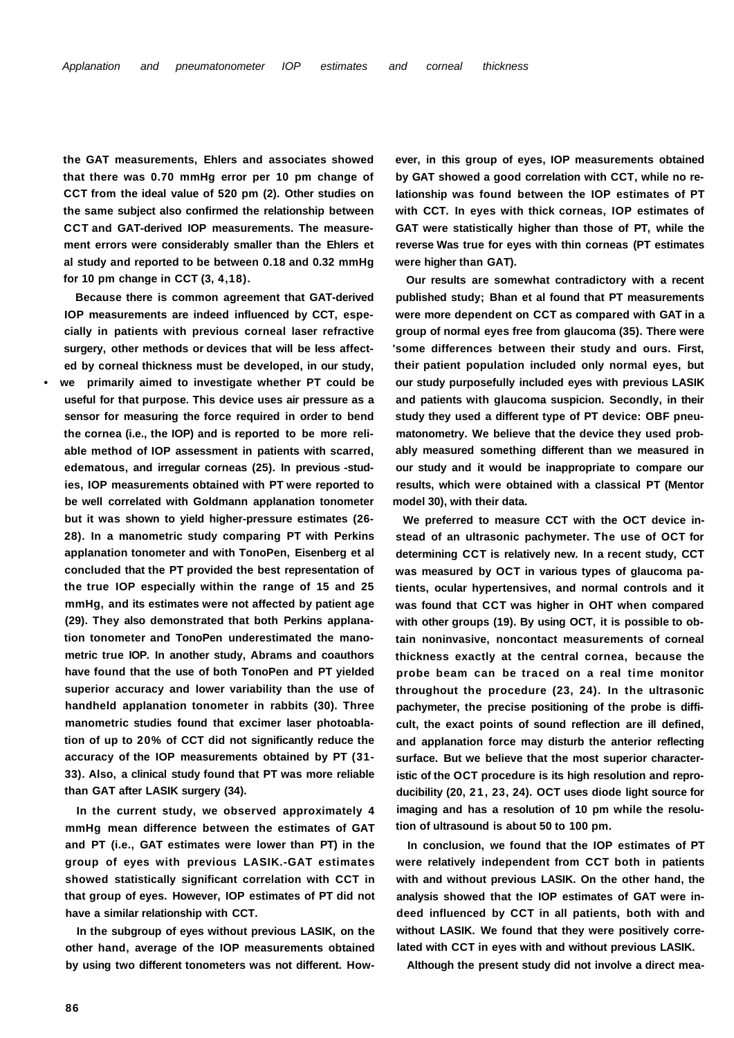the GAT measurements, Ehlers and associates showed that there was 0.70 mmHg error per 10 pm change of CCT from the ideal value of 520 pm (2). Other studies on the same subject also confirmed the relationship between CCT and GAT-derived IOP measurements. The measurement errors were considerably smaller than the Ehlers et al study and reported to be between 0.18 and 0.32 mmHg for 10 pm change in CCT (3, 4,18).

Because there is common agreement that GAT-derived IOP measurements are indeed influenced by CCT, especially in patients with previous corneal laser refractive surgery, other methods or devices that will be less affected by corneal thickness must be developed, in our study, we primarily aimed to investigate whether PT could be useful for that purpose. This device uses air pressure as a sensor for measuring the force required in order to bend the cornea (i.e., the IOP) and is reported to be more reliable method of IOP assessment in patients with scarred, edematous, and irregular corneas (25). In previous studies, IOP measurements obtained with PT were reported to be well correlated with Goldmann applanation tonometer but it was shown to yield higher-pressure estimates (26-28). In a manometric study comparing PT with Perkins applanation tonometer and with TonoPen, Eisenberg et al concluded that the PT provided the best representation of the true IOP especially within the range of 15 and 25 mmHg, and its estimates were not affected by patient age (29). They also demonstrated that both Perkins applanation tonometer and TonoPen underestimated the manometric true IOP. In another study, Abrams and coauthors have found that the use of both TonoPen and PT yielded superior accuracy and lower variability than the use of handheld applanation tonometer in rabbits (30). Three manometric studies found that excimer laser photoablation of up to 20% of CCT did not significantly reduce the accuracy of the IOP measurements obtained by PT (31-33). Also, a clinical study found that PT was more reliable than GAT after LASIK surgery (34).

In the current study, we observed approximately 4 mmHg mean difference between the estimates of GAT and PT (i.e., GAT estimates were lower than PT) in the group of eyes with previous LASIK. GAT estimates showed statistically significant correlation with CCT in that group of eyes. However, IOP estimates of PT did not have a similar relationship with CCT.

In the subgroup of eyes without previous LASIK, on the other hand, average of the IOP measurements obtained by using two different tonometers was not different. However, in this group of eyes, IOP measurements obtained by GAT showed a good correlation with CCT, while no relationship was found between the IOP estimates of PT with CCT. In eyes with thick corneas, IOP estimates of GAT were statistically higher than those of PT, while the reverse Was true for eyes with thin corneas (PT estimates were higher than GAT).

Our results are somewhat contradictory with a recent published study; Bhan et al found that PT measurements were more dependent on CCT as compared with GAT in a group of normal eyes free from glaucoma (35). There were some differences between their study and ours. First, their patient population included only normal eyes, but our study purposefully included eyes with previous LASIK and patients with glaucoma suspicion. Secondly, in their study they used a different type of PT device: OBF pneumatonometry. We believe that the device they used probably measured something different than we measured in our study and it would be inappropriate to compare our results, which were obtained with a classical PT (Mentor model 30), with their data.

We preferred to measure CCT with the OCT device instead of an ultrasonic pachymeter. The use of OCT for determining CCT is relatively new. In a recent study, CCT was measured by OCT in various types of glaucoma patients, ocular hypertensives, and normal controls and it was found that CCT was higher in OHT when compared with other groups (19). By using OCT, it is possible to obtain noninvasive, noncontact measurements of corneal thickness exactly at the central cornea, because the probe beam can be traced on a real time monitor throughout the procedure (23, 24). In the ultrasonic pachymeter, the precise positioning of the probe is difficult, the exact points of sound reflection are ill defined, and applanation force may disturb the anterior reflecting surface. But we believe that the most superior characteristic of the OCT procedure is its high resolution and reproducibility (20, 21, 23, 24). OCT uses diode light source for imaging and has a resolution of 10 pm while the resolution of ultrasound is about 50 to 100 pm.

In conclusion, we found that the IOP estimates of PT were relatively independent from CCT both in patients with and without previous LASIK. On the other hand, the analysis showed that the IOP estimates of GAT were indeed influenced by CCT in all patients, both with and without LASIK. We found that they were positively correlated with CCT in eyes with and without previous LASIK.

Although the present study did not involve a direct mea-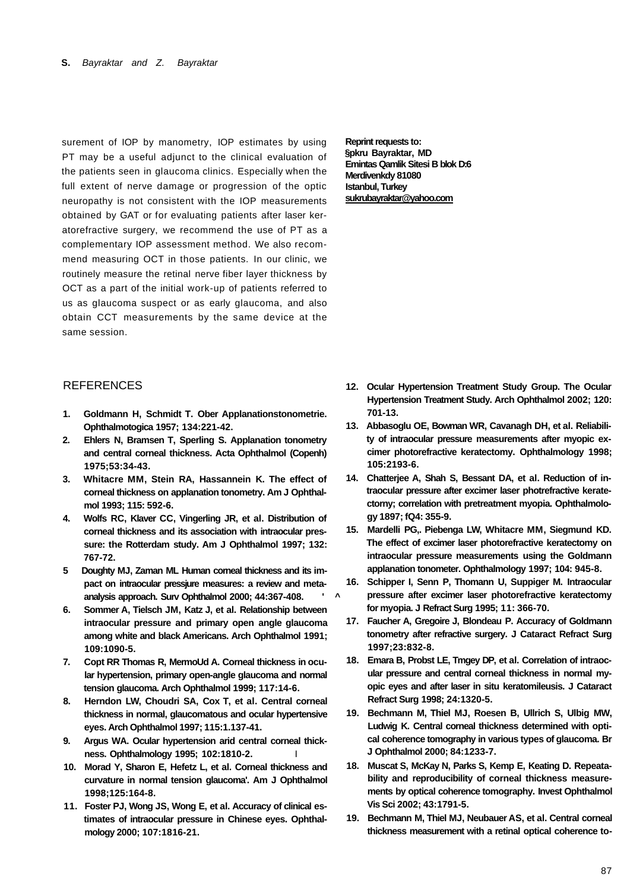surement of IOP by manometry, IOP estimates by using PT may be a useful adjunct to the clinical evaluation of the patients seen in glaucoma clinics. Especially when the full extent of nerve damage or progression of the optic neuropathy is not consistent with the IOP measurements obtained by GAT or for evaluating patients after laser keratorefractive surgery, we recommend the use of PT as a complementary IOP assessment method. We also recommend measuring OCT in those patients. In our clinic, we routinely measure the retinal nerve fiber layer thickness by OCT as a part of the initial work-up of patients referred to us as glaucoma suspect or as early glaucoma, and also obtain CCT measurements by the same device at the same session.

**Reprint requests to:**
**§pkru Bayraktar, MD**
**Emintas Qamlik Sitesi B blok D:6**
**Merdivenkdy 81080**
**Istanbul, Turkey**
**sukrubayraktar@yahoo.com**

## REFERENCES

1. Goldmann H, Schmidt T. Ober Applanationstonometrie. Ophthalmotogica 1957; 134:221-42.
2. Ehlers N, Bramsen T, Sperling S. Applanation tonometry and central corneal thickness. Acta Ophthalmol (Copenh) 1975;53:34-43.
3. Whitacre MM, Stein RA, Hassannein K. The effect of corneal thickness on applanation tonometry. Am J Ophthalmol 1993; 115: 592-6.
4. Wolfs RC, Klaver CC, Vingerling JR, et al. Distribution of corneal thickness and its association with intraocular pressure: the Rotterdam study. Am J Ophthalmol 1997; 132: 767-72.
5. Doughty MJ, Zaman ML Human corneal thickness and its impact on intraocular pressjure measures: a review and meta-analysis approach. Surv Ophthalmol 2000; 44:367-408.
6. Sommer A, Tielsch JM, Katz J, et al. Relationship between intraocular pressure and primary open angle glaucoma among white and black Americans. Arch Ophthalmol 1991; 109:1090-5.
7. Copt RR Thomas R, MermoUd A. Corneal thickness in ocular hypertension, primary open-angle glaucoma and normal tension glaucoma. Arch Ophthalmol 1999; 117:14-6.
8. Herndon LW, Choudri SA, Cox T, et al. Central corneal thickness in normal, glaucomatous and ocular hypertensive eyes. Arch Ophthalmol 1997; 115:1.137-41.
9. Argus WA. Ocular hypertension arid central corneal thickness. Ophthalmology 1995; 102:1810-2.
10. Morad Y, Sharon E, Hefetz L, et al. Corneal thickness and curvature in normal tension glaucoma'. Am J Ophthalmol 1998;125:164-8.
11. Foster PJ, Wong JS, Wong E, et al. Accuracy of clinical estimates of intraocular pressure in Chinese eyes. Ophthalmology 2000; 107:1816-21.
12. Ocular Hypertension Treatment Study Group. The Ocular Hypertension Treatment Study. Arch Ophthalmol 2002; 120: 701-13.
13. Abbasoglu OE, Bowman WR, Cavanagh DH, et al. Reliability of intraocular pressure measurements after myopic excimer photorefractive keratectomy. Ophthalmology 1998; 105:2193-6.
14. Chatterjee A, Shah S, Bessant DA, et al. Reduction of intraocular pressure after excimer laser photrefractive keratectorny; correlation with pretreatment myopia. Ophthalmology 1897; fQ4: 355-9.
15. Mardelli PG,. Piebenga LW, Whitacre MM, Siegmund KD. The effect of excimer laser photorefractive keratectomy on intraocular pressure measurements using the Goldmann applanation tonometer. Ophthalmology 1997; 104: 945-8.
16. Schipper I, Senn P, Thomann U, Suppiger M. Intraocular pressure after excimer laser photorefractive keratectomy for myopia. J Refract Surg 1995; 11: 366-70.
17. Faucher A, Gregoire J, Blondeau P. Accuracy of Goldmann tonometry after refractive surgery. J Cataract Refract Surg 1997;23:832-8.
18. Emara B, Probst LE, Tmgey DP, et al. Correlation of intraocular pressure and central corneal thickness in normal myopic eyes and after laser in situ keratomileusis. J Cataract Refract Surg 1998; 24:1320-5.
19. Bechmann M, Thiel MJ, Roesen B, Ullrich S, Ulbig MW, Ludwig K. Central corneal thickness determined with optical coherence tomography in various types of glaucoma. Br J Ophthalmol 2000; 84:1233-7.
18. Muscat S, McKay N, Parks S, Kemp E, Keating D. Repeatability and reproducibility of corneal thickness measurements by optical coherence tomography. Invest Ophthalmol Vis Sci 2002; 43:1791-5.
19. Bechmann M, Thiel MJ, Neubauer AS, et al. Central corneal thickness measurement with a retinal optical coherence to-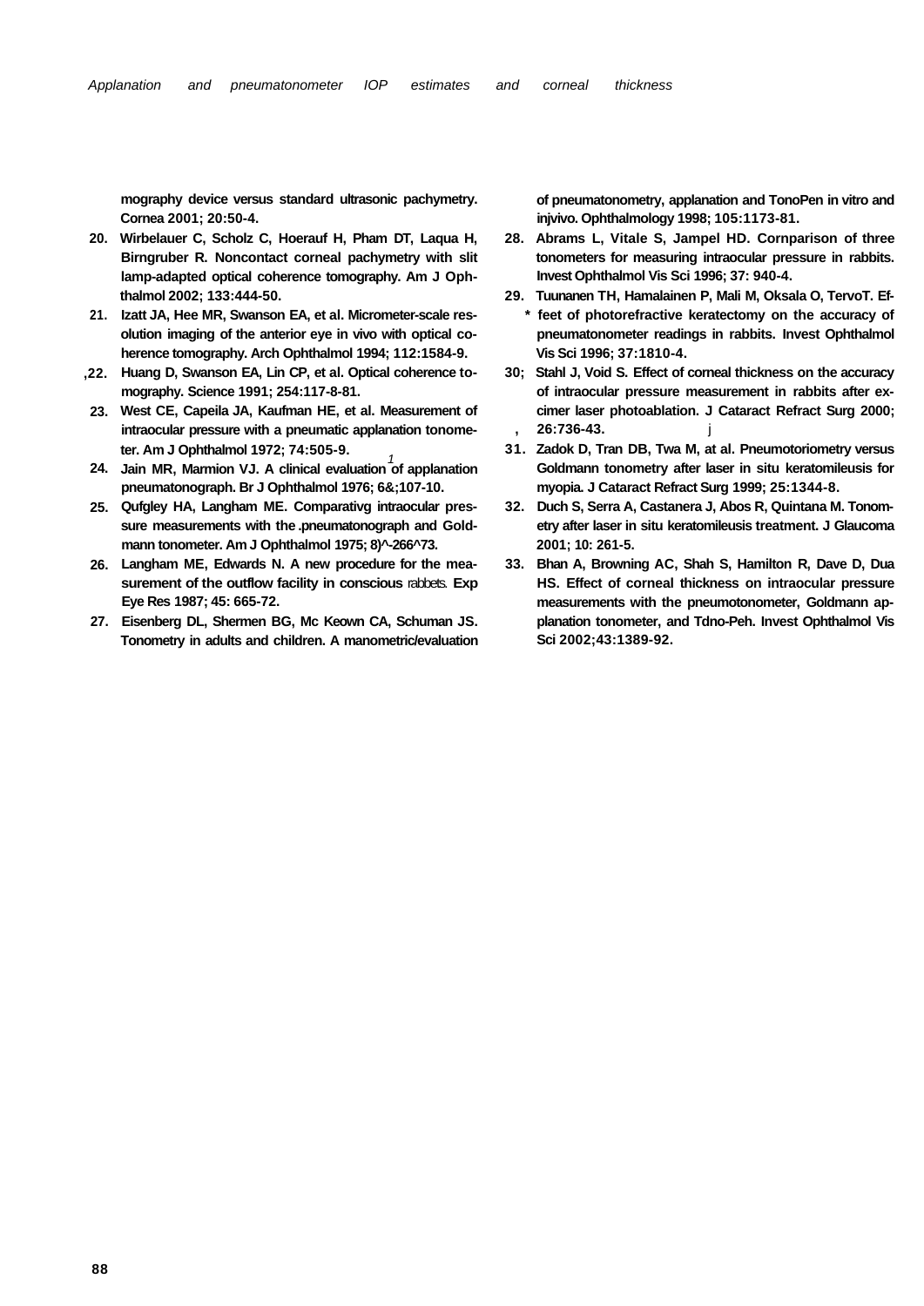mography device versus standard ultrasonic pachymetry. Cornea 2001; 20:50-4.

20. Wirbelauer C, Scholz C, Hoerauf H, Pham DT, Laqua H, Birngruber R. Noncontact corneal pachymetry with slit lamp-adapted optical coherence tomography. Am J Ophthalmol 2002; 133:444-50.
21. Izatt JA, Hee MR, Swanson EA, et al. Micrometer-scale resolution imaging of the anterior eye in vivo with optical coherence tomography. Arch Ophthalmol 1994; 112:1584-9.
22. Huang D, Swanson EA, Lin CP, et al. Optical coherence tomography. Science 1991; 254:117-8-81.
23. West CE, Capeila JA, Kaufman HE, et al. Measurement of intraocular pressure with a pneumatic applanation tonometer. Am J Ophthalmol 1972; 74:505-9.
24. Jain MR, Marmion VJ. A clinical evaluation of applanation pneumatonograph. Br J Ophthalmol 1976; 6&;107-10.
25. Qufgley HA, Langham ME. Comparativg intraocular pressure measurements with the .pneumatonograph and Goldmann tonometer. Am J Ophthalmol 1975; 8)^-266^73.
26. Langham ME, Edwards N. A new procedure for the measurement of the outflow facility in conscious rabbets. Exp Eye Res 1987; 45: 665-72.
27. Eisenberg DL, Shermen BG, Mc Keown CA, Schuman JS. Tonometry in adults and children. A manometric/evaluation of pneumatonometry, applanation and TonoPen in vitro and injvivo. Ophthalmology 1998; 105:1173-81.
28. Abrams L, Vitale S, Jampel HD. Cornparison of three tonometers for measuring intraocular pressure in rabbits. Invest Ophthalmol Vis Sci 1996; 37: 940-4.
29. Tuunanen TH, Hamalainen P, Mali M, Oksala O, TervoT. Effect of photorefractive keratectomy on the accuracy of pneumatonometer readings in rabbits. Invest Ophthalmol Vis Sci 1996; 37:1810-4.
30. Stahl J, Void S. Effect of corneal thickness on the accuracy of intraocular pressure measurement in rabbits after excimer laser photoablation. J Cataract Refract Surg 2000; 26:736-43.
31. Zadok D, Tran DB, Twa M, at al. Pneumotoriometry versus Goldmann tonometry after laser in situ keratomileusis for myopia. J Cataract Refract Surg 1999; 25:1344-8.
32. Duch S, Serra A, Castanera J, Abos R, Quintana M. Tonometry after laser in situ keratomileusis treatment. J Glaucoma 2001; 10: 261-5.
33. Bhan A, Browning AC, Shah S, Hamilton R, Dave D, Dua HS. Effect of corneal thickness on intraocular pressure measurements with the pneumotonometer, Goldmann applanation tonometer, and Tdno-Peh. Invest Ophthalmol Vis Sci 2002;43:1389-92.